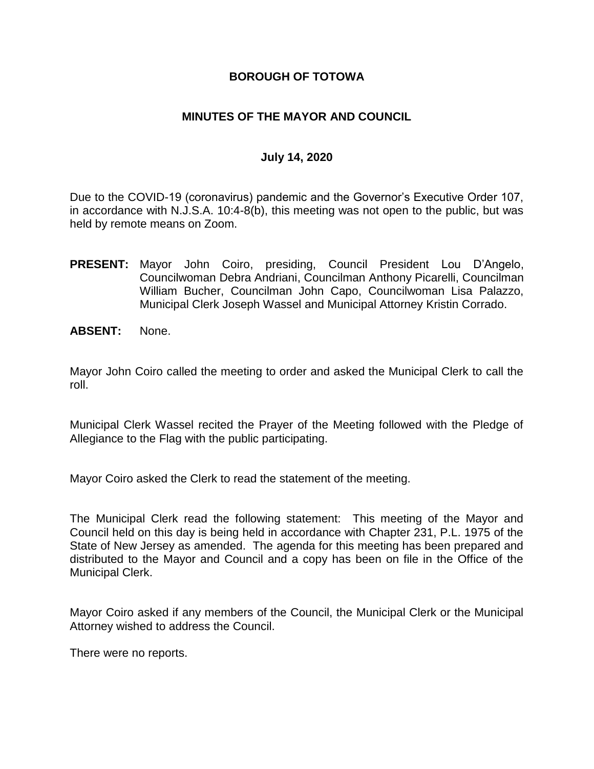# BOROUGH OF TOTOWA

## MINUTES OF THE MAYOR AND COUNCIL

### July 14, 2020

Due to the COVID-19 (coronavirus) pandemic and the Governor's Executive Order 107, in accordance with N.J.S.A. 10:4-8(b), this meeting was not open to the public, but was held by remote means on Zoom.

**PRESENT:** Mayor John Coiro, presiding, Council President Lou D'Angelo, Councilwoman Debra Andriani, Councilman Anthony Picarelli, Councilman William Bucher, Councilman John Capo, Councilwoman Lisa Palazzo, Municipal Clerk Joseph Wassel and Municipal Attorney Kristin Corrado.

**ABSENT:** None.

Mayor John Coiro called the meeting to order and asked the Municipal Clerk to call the roll.

Municipal Clerk Wassel recited the Prayer of the Meeting followed with the Pledge of Allegiance to the Flag with the public participating.

Mayor Coiro asked the Clerk to read the statement of the meeting.

The Municipal Clerk read the following statement: This meeting of the Mayor and Council held on this day is being held in accordance with Chapter 231, P.L. 1975 of the State of New Jersey as amended. The agenda for this meeting has been prepared and distributed to the Mayor and Council and a copy has been on file in the Office of the Municipal Clerk.

Mayor Coiro asked if any members of the Council, the Municipal Clerk or the Municipal Attorney wished to address the Council.

There were no reports.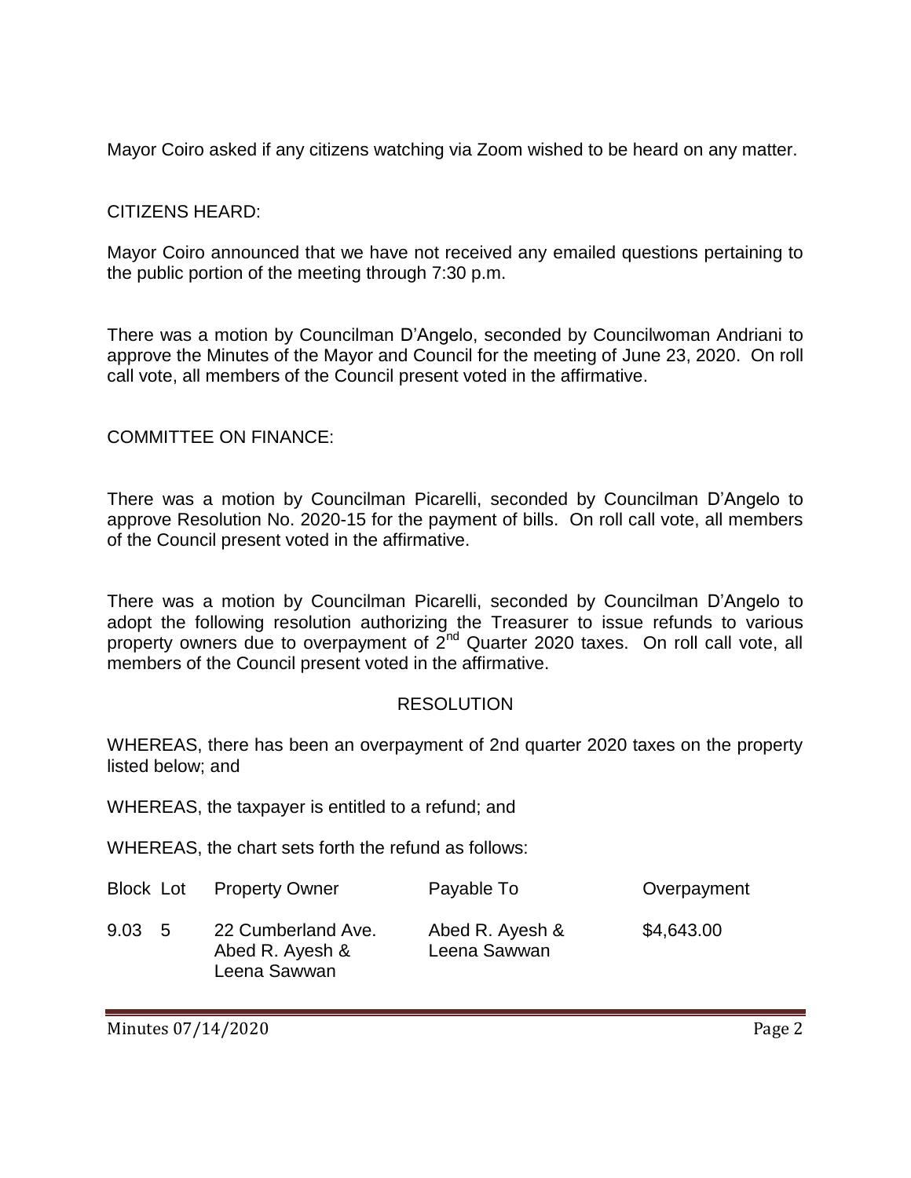Mayor Coiro asked if any citizens watching via Zoom wished to be heard on any matter.

CITIZENS HEARD:

Mayor Coiro announced that we have not received any emailed questions pertaining to the public portion of the meeting through 7:30 p.m.

There was a motion by Councilman D'Angelo, seconded by Councilwoman Andriani to approve the Minutes of the Mayor and Council for the meeting of June 23, 2020. On roll call vote, all members of the Council present voted in the affirmative.

COMMITTEE ON FINANCE:

There was a motion by Councilman Picarelli, seconded by Councilman D'Angelo to approve Resolution No. 2020-15 for the payment of bills. On roll call vote, all members of the Council present voted in the affirmative.

There was a motion by Councilman Picarelli, seconded by Councilman D'Angelo to adopt the following resolution authorizing the Treasurer to issue refunds to various property owners due to overpayment of 2nd Quarter 2020 taxes. On roll call vote, all members of the Council present voted in the affirmative.

RESOLUTION

WHEREAS, there has been an overpayment of 2nd quarter 2020 taxes on the property listed below; and

WHEREAS, the taxpayer is entitled to a refund; and

WHEREAS, the chart sets forth the refund as follows:

| Block | Lot | Property Owner | Payable To | Overpayment |
|---|---|---|---|---|
| 9.03 | 5 | 22 Cumberland Ave. Abed R. Ayesh & Leena Sawwan | Abed R. Ayesh & Leena Sawwan | $4,643.00 |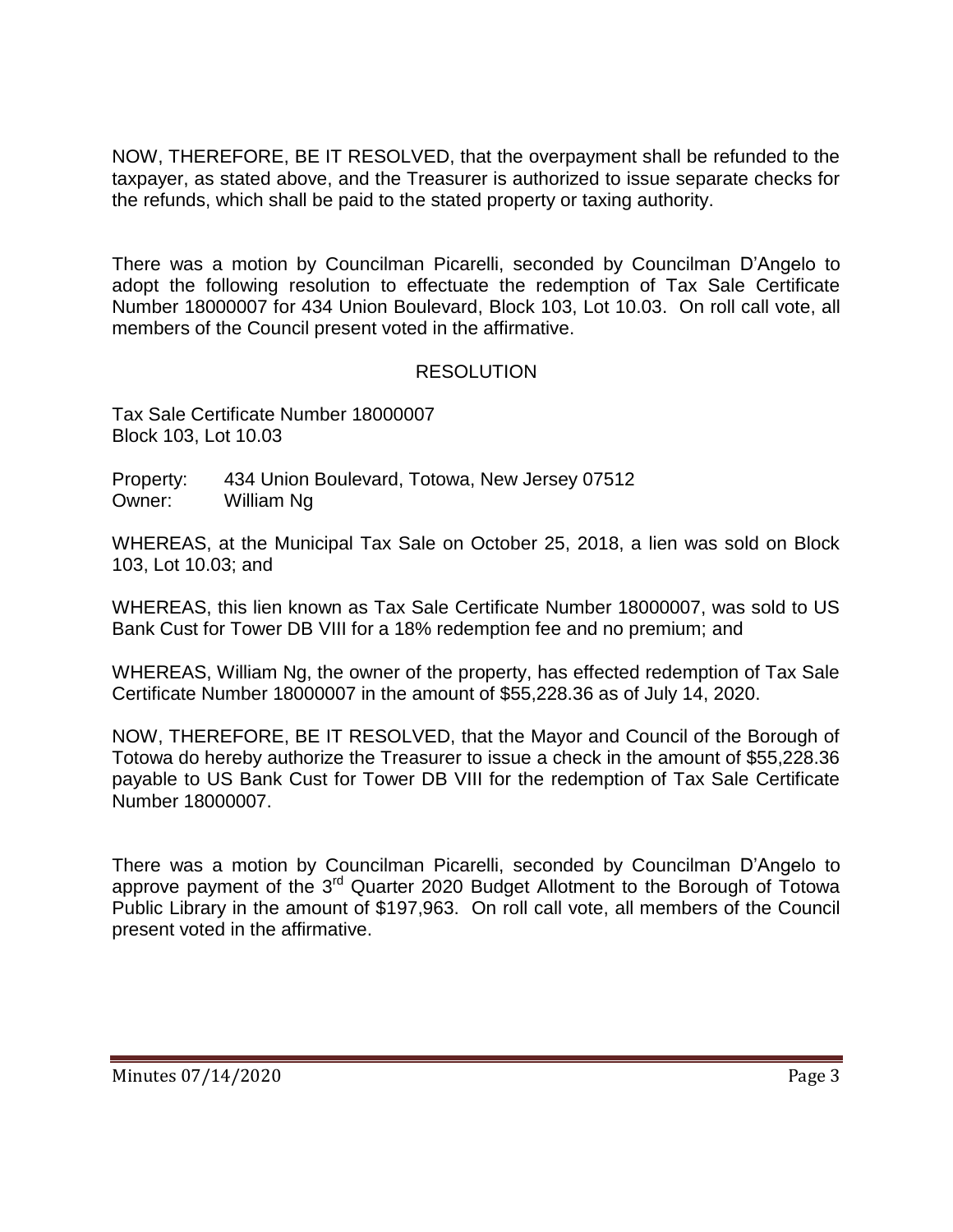NOW, THEREFORE, BE IT RESOLVED, that the overpayment shall be refunded to the taxpayer, as stated above, and the Treasurer is authorized to issue separate checks for the refunds, which shall be paid to the stated property or taxing authority.

There was a motion by Councilman Picarelli, seconded by Councilman D'Angelo to adopt the following resolution to effectuate the redemption of Tax Sale Certificate Number 18000007 for 434 Union Boulevard, Block 103, Lot 10.03. On roll call vote, all members of the Council present voted in the affirmative.

RESOLUTION

Tax Sale Certificate Number 18000007
Block 103, Lot 10.03

Property: 434 Union Boulevard, Totowa, New Jersey 07512
Owner: William Ng

WHEREAS, at the Municipal Tax Sale on October 25, 2018, a lien was sold on Block 103, Lot 10.03; and

WHEREAS, this lien known as Tax Sale Certificate Number 18000007, was sold to US Bank Cust for Tower DB VIII for a 18% redemption fee and no premium; and

WHEREAS, William Ng, the owner of the property, has effected redemption of Tax Sale Certificate Number 18000007 in the amount of $55,228.36 as of July 14, 2020.

NOW, THEREFORE, BE IT RESOLVED, that the Mayor and Council of the Borough of Totowa do hereby authorize the Treasurer to issue a check in the amount of $55,228.36 payable to US Bank Cust for Tower DB VIII for the redemption of Tax Sale Certificate Number 18000007.

There was a motion by Councilman Picarelli, seconded by Councilman D'Angelo to approve payment of the 3rd Quarter 2020 Budget Allotment to the Borough of Totowa Public Library in the amount of $197,963. On roll call vote, all members of the Council present voted in the affirmative.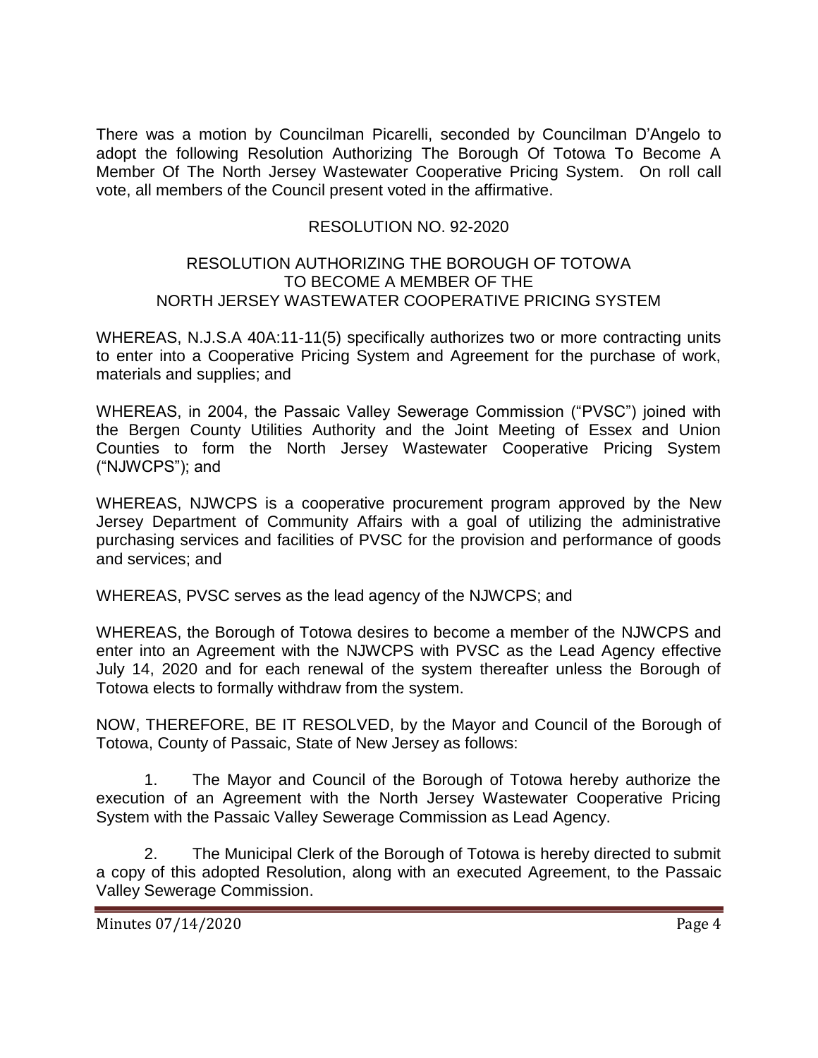There was a motion by Councilman Picarelli, seconded by Councilman D'Angelo to adopt the following Resolution Authorizing The Borough Of Totowa To Become A Member Of The North Jersey Wastewater Cooperative Pricing System. On roll call vote, all members of the Council present voted in the affirmative.

RESOLUTION NO. 92-2020

RESOLUTION AUTHORIZING THE BOROUGH OF TOTOWA TO BECOME A MEMBER OF THE NORTH JERSEY WASTEWATER COOPERATIVE PRICING SYSTEM

WHEREAS, N.J.S.A 40A:11-11(5) specifically authorizes two or more contracting units to enter into a Cooperative Pricing System and Agreement for the purchase of work, materials and supplies; and

WHEREAS, in 2004, the Passaic Valley Sewerage Commission ("PVSC") joined with the Bergen County Utilities Authority and the Joint Meeting of Essex and Union Counties to form the North Jersey Wastewater Cooperative Pricing System ("NJWCPS"); and

WHEREAS, NJWCPS is a cooperative procurement program approved by the New Jersey Department of Community Affairs with a goal of utilizing the administrative purchasing services and facilities of PVSC for the provision and performance of goods and services; and

WHEREAS, PVSC serves as the lead agency of the NJWCPS; and

WHEREAS, the Borough of Totowa desires to become a member of the NJWCPS and enter into an Agreement with the NJWCPS with PVSC as the Lead Agency effective July 14, 2020 and for each renewal of the system thereafter unless the Borough of Totowa elects to formally withdraw from the system.

NOW, THEREFORE, BE IT RESOLVED, by the Mayor and Council of the Borough of Totowa, County of Passaic, State of New Jersey as follows:

1. The Mayor and Council of the Borough of Totowa hereby authorize the execution of an Agreement with the North Jersey Wastewater Cooperative Pricing System with the Passaic Valley Sewerage Commission as Lead Agency.

2. The Municipal Clerk of the Borough of Totowa is hereby directed to submit a copy of this adopted Resolution, along with an executed Agreement, to the Passaic Valley Sewerage Commission.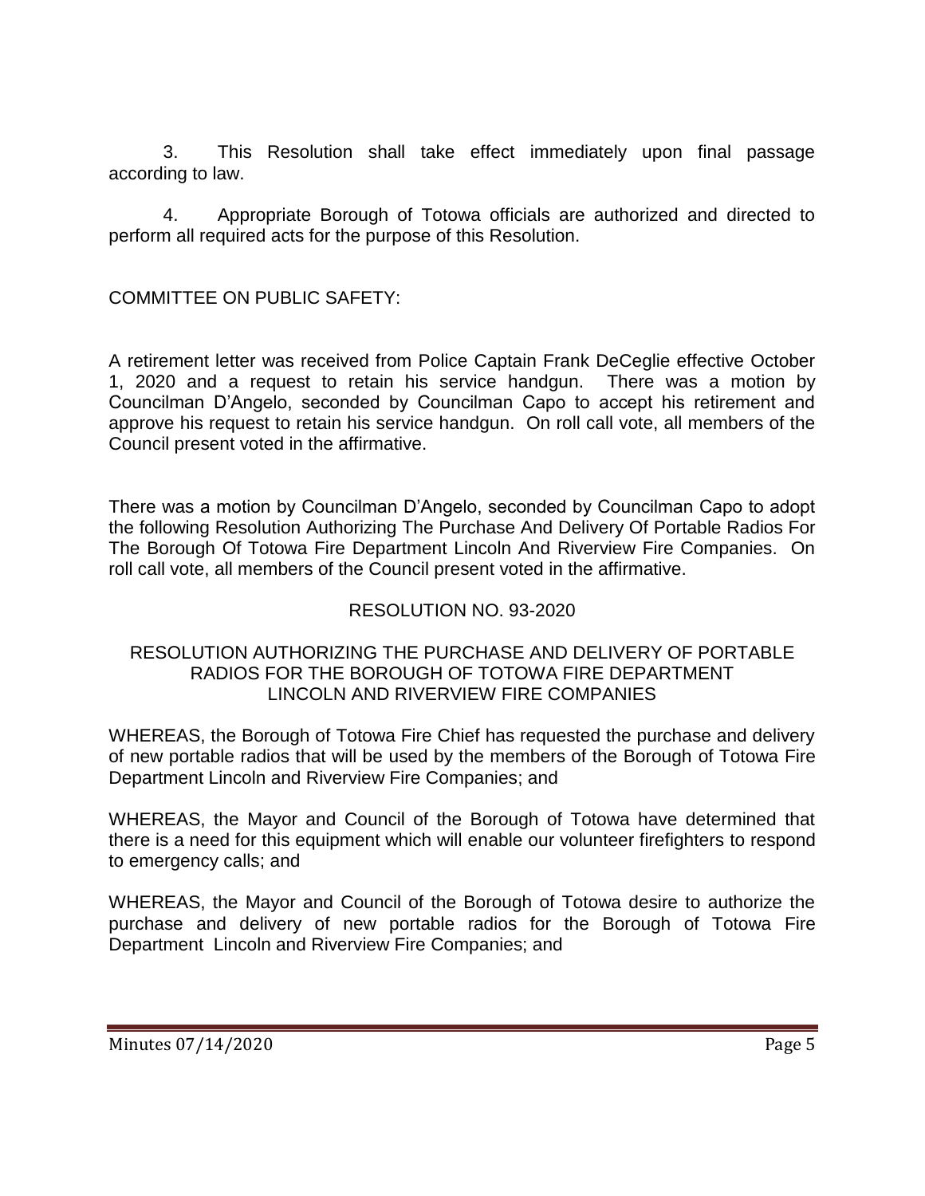3. This Resolution shall take effect immediately upon final passage according to law.

4. Appropriate Borough of Totowa officials are authorized and directed to perform all required acts for the purpose of this Resolution.

COMMITTEE ON PUBLIC SAFETY:

A retirement letter was received from Police Captain Frank DeCeglie effective October 1, 2020 and a request to retain his service handgun. There was a motion by Councilman D'Angelo, seconded by Councilman Capo to accept his retirement and approve his request to retain his service handgun. On roll call vote, all members of the Council present voted in the affirmative.

There was a motion by Councilman D'Angelo, seconded by Councilman Capo to adopt the following Resolution Authorizing The Purchase And Delivery Of Portable Radios For The Borough Of Totowa Fire Department Lincoln And Riverview Fire Companies. On roll call vote, all members of the Council present voted in the affirmative.

RESOLUTION NO. 93-2020

RESOLUTION AUTHORIZING THE PURCHASE AND DELIVERY OF PORTABLE RADIOS FOR THE BOROUGH OF TOTOWA FIRE DEPARTMENT LINCOLN AND RIVERVIEW FIRE COMPANIES

WHEREAS, the Borough of Totowa Fire Chief has requested the purchase and delivery of new portable radios that will be used by the members of the Borough of Totowa Fire Department Lincoln and Riverview Fire Companies; and

WHEREAS, the Mayor and Council of the Borough of Totowa have determined that there is a need for this equipment which will enable our volunteer firefighters to respond to emergency calls; and

WHEREAS, the Mayor and Council of the Borough of Totowa desire to authorize the purchase and delivery of new portable radios for the Borough of Totowa Fire Department Lincoln and Riverview Fire Companies; and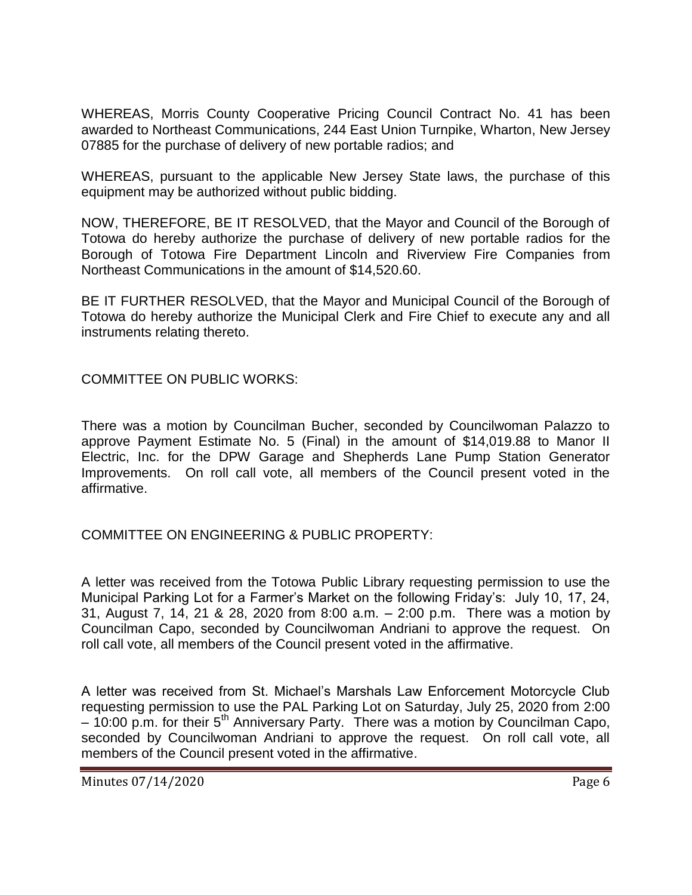WHEREAS, Morris County Cooperative Pricing Council Contract No. 41 has been awarded to Northeast Communications, 244 East Union Turnpike, Wharton, New Jersey 07885 for the purchase of delivery of new portable radios; and

WHEREAS, pursuant to the applicable New Jersey State laws, the purchase of this equipment may be authorized without public bidding.

NOW, THEREFORE, BE IT RESOLVED, that the Mayor and Council of the Borough of Totowa do hereby authorize the purchase of delivery of new portable radios for the Borough of Totowa Fire Department Lincoln and Riverview Fire Companies from Northeast Communications in the amount of $14,520.60.

BE IT FURTHER RESOLVED, that the Mayor and Municipal Council of the Borough of Totowa do hereby authorize the Municipal Clerk and Fire Chief to execute any and all instruments relating thereto.

COMMITTEE ON PUBLIC WORKS:

There was a motion by Councilman Bucher, seconded by Councilwoman Palazzo to approve Payment Estimate No. 5 (Final) in the amount of $14,019.88 to Manor II Electric, Inc. for the DPW Garage and Shepherds Lane Pump Station Generator Improvements. On roll call vote, all members of the Council present voted in the affirmative.

COMMITTEE ON ENGINEERING & PUBLIC PROPERTY:

A letter was received from the Totowa Public Library requesting permission to use the Municipal Parking Lot for a Farmer's Market on the following Friday's: July 10, 17, 24, 31, August 7, 14, 21 & 28, 2020 from 8:00 a.m. – 2:00 p.m. There was a motion by Councilman Capo, seconded by Councilwoman Andriani to approve the request. On roll call vote, all members of the Council present voted in the affirmative.

A letter was received from St. Michael's Marshals Law Enforcement Motorcycle Club requesting permission to use the PAL Parking Lot on Saturday, July 25, 2020 from 2:00 – 10:00 p.m. for their 5th Anniversary Party. There was a motion by Councilman Capo, seconded by Councilwoman Andriani to approve the request. On roll call vote, all members of the Council present voted in the affirmative.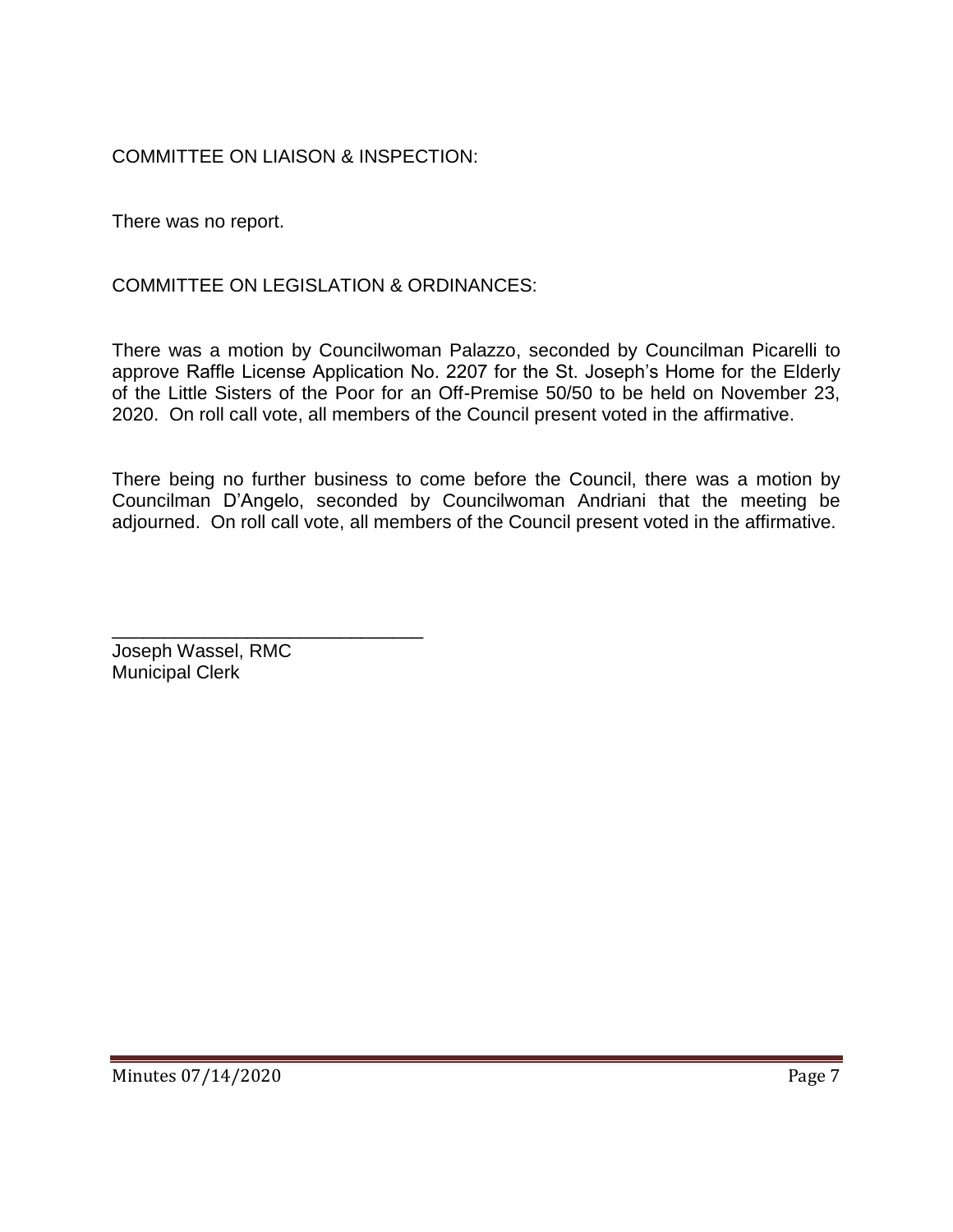COMMITTEE ON LIAISON & INSPECTION:

There was no report.

COMMITTEE ON LEGISLATION & ORDINANCES:

There was a motion by Councilwoman Palazzo, seconded by Councilman Picarelli to approve Raffle License Application No. 2207 for the St. Joseph's Home for the Elderly of the Little Sisters of the Poor for an Off-Premise 50/50 to be held on November 23, 2020. On roll call vote, all members of the Council present voted in the affirmative.

There being no further business to come before the Council, there was a motion by Councilman D'Angelo, seconded by Councilwoman Andriani that the meeting be adjourned. On roll call vote, all members of the Council present voted in the affirmative.

_______________________________
Joseph Wassel, RMC
Municipal Clerk